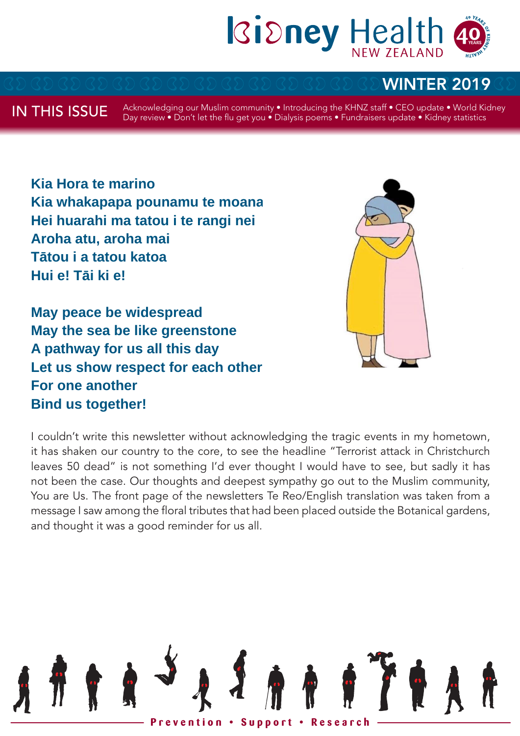# Kidney Health NEW ZEALAND

## WINTER 2019

**IN THIS ISSUE** Acknowledging our Muslim community • Introducing the KHNZ staff • CEO update • World Kidney Day review • Don't let the flu get you • Dialysis poems • Fundraisers update • Kidney statistics

**Kia Hora te marino**
**Kia whakapapa pounamu te moana**
**Hei huarahi ma tatou i te rangi nei**
**Aroha atu, aroha mai**
**Tātou i a tatou katoa**
**Hui e! Tāi ki e!**

**May peace be widespread**
**May the sea be like greenstone**
**A pathway for us all this day**
**Let us show respect for each other**
**For one another**
**Bind us together!**

I couldn't write this newsletter without acknowledging the tragic events in my hometown, it has shaken our country to the core, to see the headline "Terrorist attack in Christchurch leaves 50 dead" is not something I'd ever thought I would have to see, but sadly it has not been the case. Our thoughts and deepest sympathy go out to the Muslim community, You are Us. The front page of the newsletters Te Reo/English translation was taken from a message I saw among the floral tributes that had been placed outside the Botanical gardens, and thought it was a good reminder for us all.

Prevention • Support • Research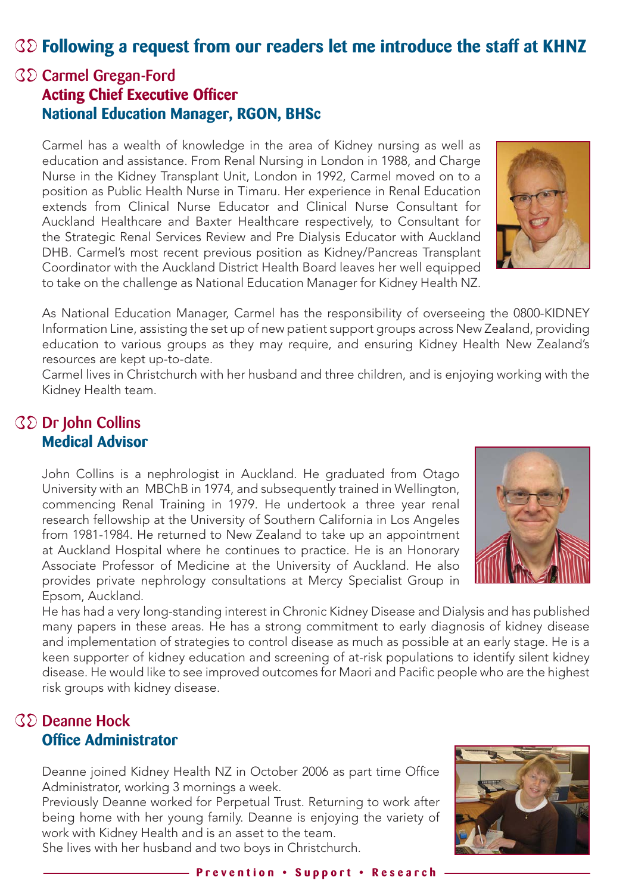## Following a request from our readers let me introduce the staff at KHNZ

### Carmel Gregan-Ford
**Acting Chief Executive Officer**
**National Education Manager, RGON, BHSc**

Carmel has a wealth of knowledge in the area of Kidney nursing as well as education and assistance. From Renal Nursing in London in 1988, and Charge Nurse in the Kidney Transplant Unit, London in 1992, Carmel moved on to a position as Public Health Nurse in Timaru. Her experience in Renal Education extends from Clinical Nurse Educator and Clinical Nurse Consultant for Auckland Healthcare and Baxter Healthcare respectively, to Consultant for the Strategic Renal Services Review and Pre Dialysis Educator with Auckland DHB. Carmel's most recent previous position as Kidney/Pancreas Transplant Coordinator with the Auckland District Health Board leaves her well equipped to take on the challenge as National Education Manager for Kidney Health NZ.

As National Education Manager, Carmel has the responsibility of overseeing the 0800-KIDNEY Information Line, assisting the set up of new patient support groups across New Zealand, providing education to various groups as they may require, and ensuring Kidney Health New Zealand's resources are kept up-to-date.

Carmel lives in Christchurch with her husband and three children, and is enjoying working with the Kidney Health team.

### Dr John Collins
**Medical Advisor**

John Collins is a nephrologist in Auckland. He graduated from Otago University with an MBChB in 1974, and subsequently trained in Wellington, commencing Renal Training in 1979. He undertook a three year renal research fellowship at the University of Southern California in Los Angeles from 1981-1984. He returned to New Zealand to take up an appointment at Auckland Hospital where he continues to practice. He is an Honorary Associate Professor of Medicine at the University of Auckland. He also provides private nephrology consultations at Mercy Specialist Group in Epsom, Auckland.

He has had a very long-standing interest in Chronic Kidney Disease and Dialysis and has published many papers in these areas. He has a strong commitment to early diagnosis of kidney disease and implementation of strategies to control disease as much as possible at an early stage. He is a keen supporter of kidney education and screening of at-risk populations to identify silent kidney disease. He would like to see improved outcomes for Maori and Pacific people who are the highest risk groups with kidney disease.

### Deanne Hock
**Office Administrator**

Deanne joined Kidney Health NZ in October 2006 as part time Office Administrator, working 3 mornings a week.

Previously Deanne worked for Perpetual Trust. Returning to work after being home with her young family. Deanne is enjoying the variety of work with Kidney Health and is an asset to the team.

She lives with her husband and two boys in Christchurch.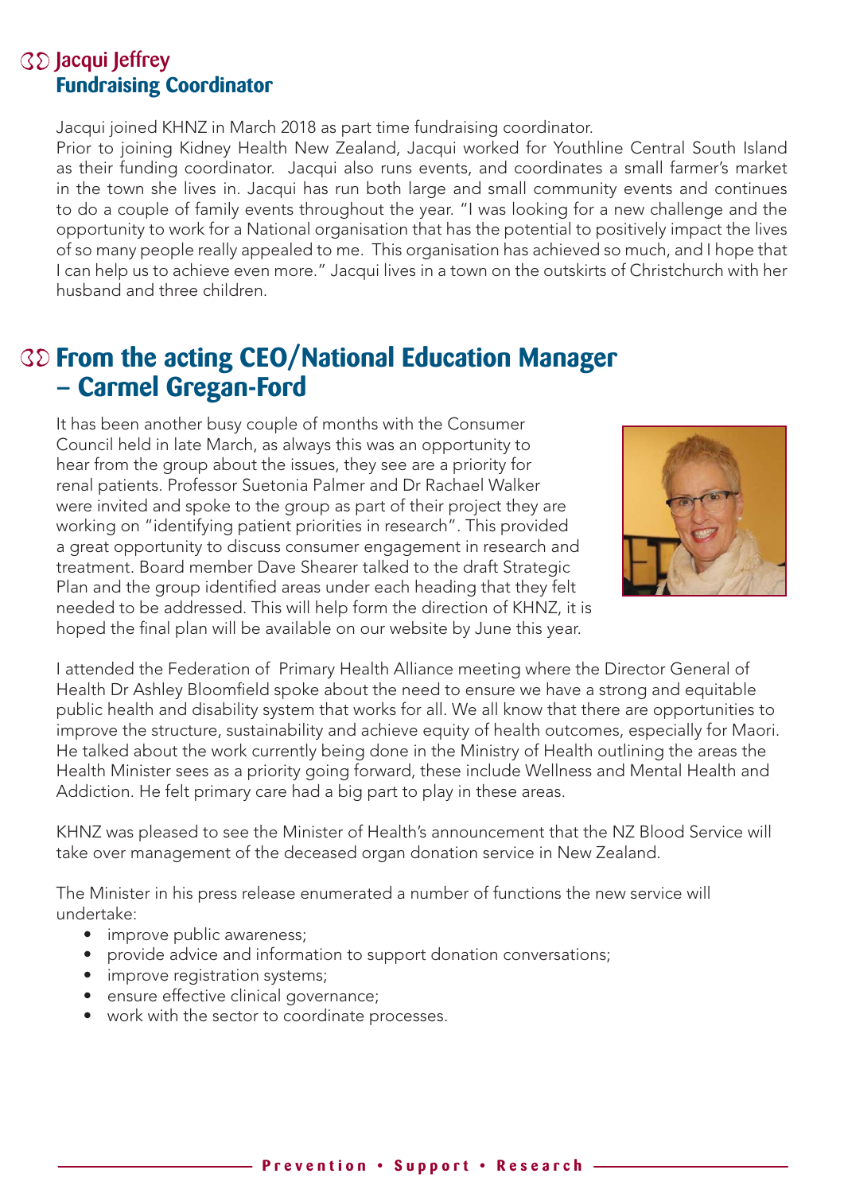## Jacqui Jeffrey
## Fundraising Coordinator

Jacqui joined KHNZ in March 2018 as part time fundraising coordinator.
Prior to joining Kidney Health New Zealand, Jacqui worked for Youthline Central South Island as their funding coordinator. Jacqui also runs events, and coordinates a small farmer's market in the town she lives in. Jacqui has run both large and small community events and continues to do a couple of family events throughout the year. "I was looking for a new challenge and the opportunity to work for a National organisation that has the potential to positively impact the lives of so many people really appealed to me. This organisation has achieved so much, and I hope that I can help us to achieve even more." Jacqui lives in a town on the outskirts of Christchurch with her husband and three children.

## From the acting CEO/National Education Manager – Carmel Gregan-Ford

It has been another busy couple of months with the Consumer Council held in late March, as always this was an opportunity to hear from the group about the issues, they see are a priority for renal patients. Professor Suetonia Palmer and Dr Rachael Walker were invited and spoke to the group as part of their project they are working on "identifying patient priorities in research". This provided a great opportunity to discuss consumer engagement in research and treatment. Board member Dave Shearer talked to the draft Strategic Plan and the group identified areas under each heading that they felt needed to be addressed. This will help form the direction of KHNZ, it is hoped the final plan will be available on our website by June this year.

I attended the Federation of Primary Health Alliance meeting where the Director General of Health Dr Ashley Bloomfield spoke about the need to ensure we have a strong and equitable public health and disability system that works for all. We all know that there are opportunities to improve the structure, sustainability and achieve equity of health outcomes, especially for Maori. He talked about the work currently being done in the Ministry of Health outlining the areas the Health Minister sees as a priority going forward, these include Wellness and Mental Health and Addiction. He felt primary care had a big part to play in these areas.

KHNZ was pleased to see the Minister of Health's announcement that the NZ Blood Service will take over management of the deceased organ donation service in New Zealand.

The Minister in his press release enumerated a number of functions the new service will undertake:

- improve public awareness;
- provide advice and information to support donation conversations;
- improve registration systems;
- ensure effective clinical governance;
- work with the sector to coordinate processes.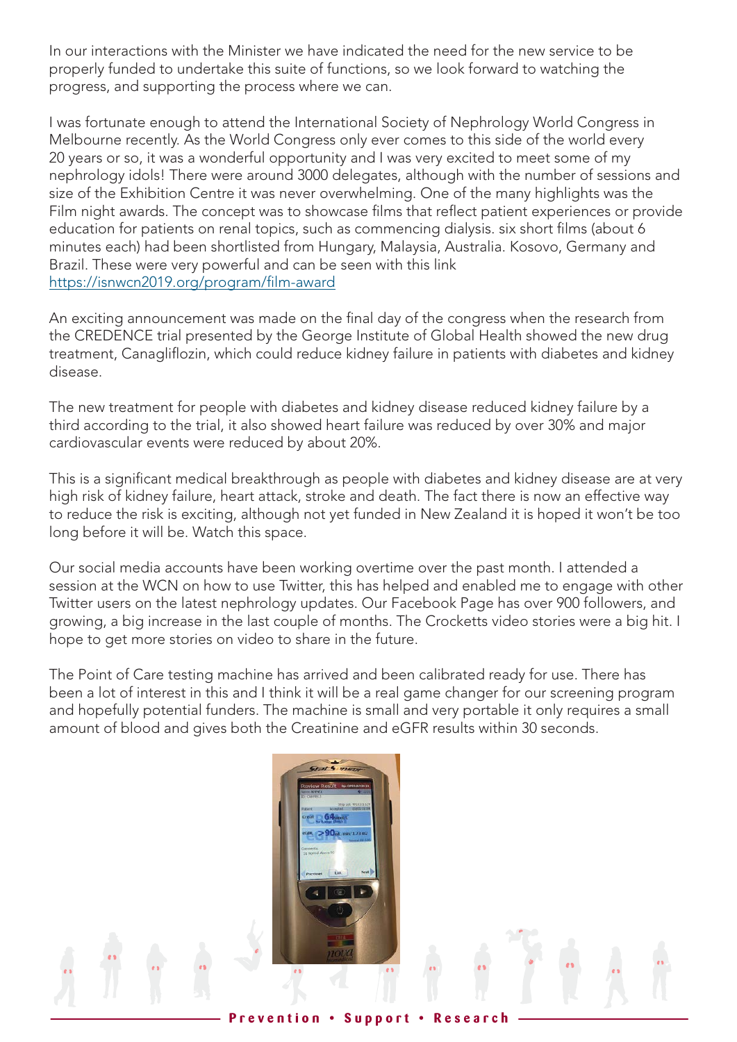In our interactions with the Minister we have indicated the need for the new service to be properly funded to undertake this suite of functions, so we look forward to watching the progress, and supporting the process where we can.

I was fortunate enough to attend the International Society of Nephrology World Congress in Melbourne recently. As the World Congress only ever comes to this side of the world every 20 years or so, it was a wonderful opportunity and I was very excited to meet some of my nephrology idols! There were around 3000 delegates, although with the number of sessions and size of the Exhibition Centre it was never overwhelming. One of the many highlights was the Film night awards. The concept was to showcase films that reflect patient experiences or provide education for patients on renal topics, such as commencing dialysis. six short films (about 6 minutes each) had been shortlisted from Hungary, Malaysia, Australia. Kosovo, Germany and Brazil. These were very powerful and can be seen with this link https://isnwcn2019.org/program/film-award

An exciting announcement was made on the final day of the congress when the research from the CREDENCE trial presented by the George Institute of Global Health showed the new drug treatment, Canagliflozin, which could reduce kidney failure in patients with diabetes and kidney disease.

The new treatment for people with diabetes and kidney disease reduced kidney failure by a third according to the trial, it also showed heart failure was reduced by over 30% and major cardiovascular events were reduced by about 20%.

This is a significant medical breakthrough as people with diabetes and kidney disease are at very high risk of kidney failure, heart attack, stroke and death. The fact there is now an effective way to reduce the risk is exciting, although not yet funded in New Zealand it is hoped it won't be too long before it will be. Watch this space.

Our social media accounts have been working overtime over the past month. I attended a session at the WCN on how to use Twitter, this has helped and enabled me to engage with other Twitter users on the latest nephrology updates. Our Facebook Page has over 900 followers, and growing, a big increase in the last couple of months. The Crocketts video stories were a big hit. I hope to get more stories on video to share in the future.

The Point of Care testing machine has arrived and been calibrated ready for use. There has been a lot of interest in this and I think it will be a real game changer for our screening program and hopefully potential funders. The machine is small and very portable it only requires a small amount of blood and gives both the Creatinine and eGFR results within 30 seconds.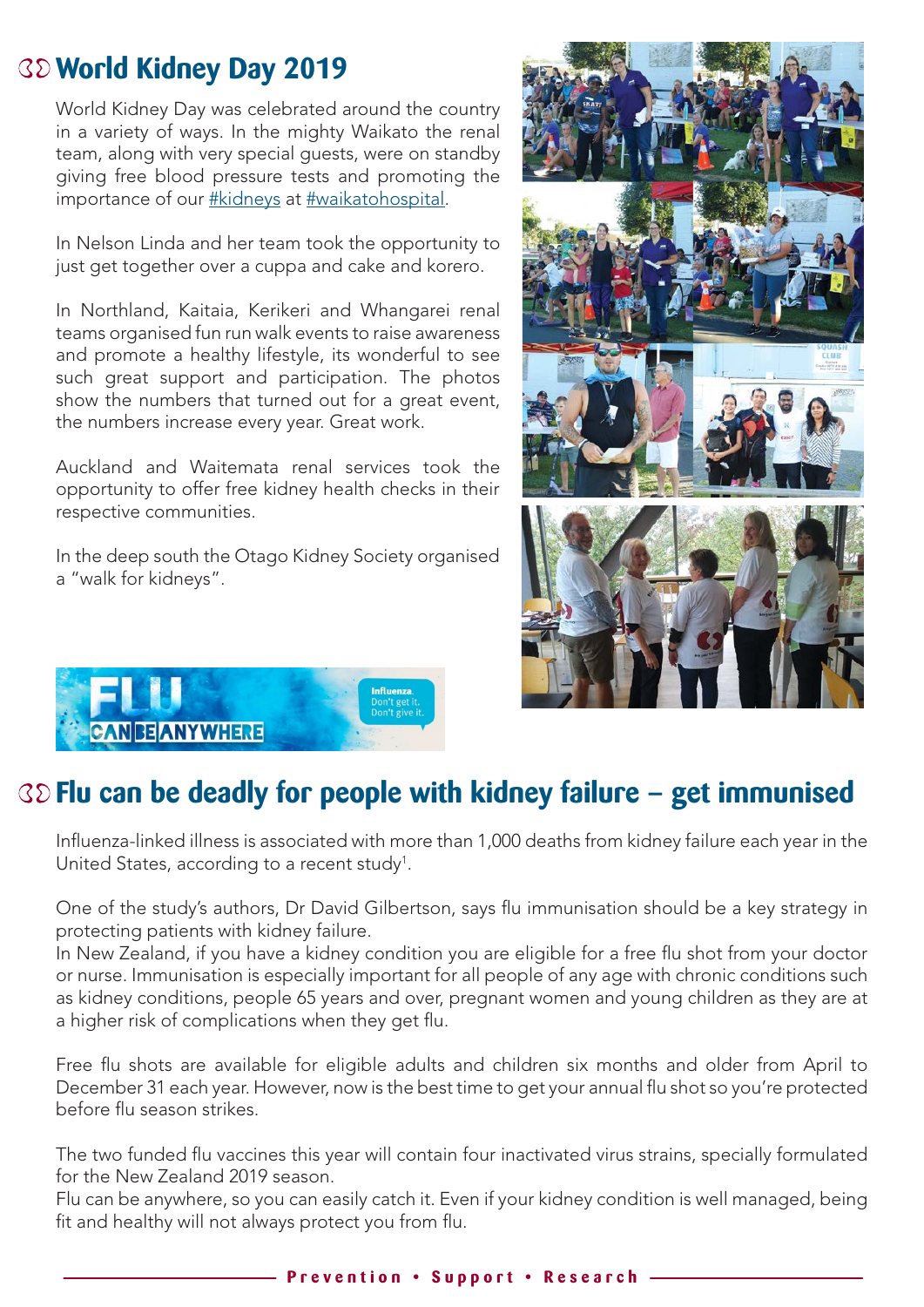## World Kidney Day 2019

World Kidney Day was celebrated around the country in a variety of ways. In the mighty Waikato the renal team, along with very special guests, were on standby giving free blood pressure tests and promoting the importance of our #kidneys at #waikatohospital.

In Nelson Linda and her team took the opportunity to just get together over a cuppa and cake and korero.

In Northland, Kaitaia, Kerikeri and Whangarei renal teams organised fun run walk events to raise awareness and promote a healthy lifestyle, its wonderful to see such great support and participation. The photos show the numbers that turned out for a great event, the numbers increase every year. Great work.

Auckland and Waitemata renal services took the opportunity to offer free kidney health checks in their respective communities.

In the deep south the Otago Kidney Society organised a "walk for kidneys".

## Flu can be deadly for people with kidney failure – get immunised

Influenza-linked illness is associated with more than 1,000 deaths from kidney failure each year in the United States, according to a recent study[1].

One of the study's authors, Dr David Gilbertson, says flu immunisation should be a key strategy in protecting patients with kidney failure.

In New Zealand, if you have a kidney condition you are eligible for a free flu shot from your doctor or nurse. Immunisation is especially important for all people of any age with chronic conditions such as kidney conditions, people 65 years and over, pregnant women and young children as they are at a higher risk of complications when they get flu.

Free flu shots are available for eligible adults and children six months and older from April to December 31 each year. However, now is the best time to get your annual flu shot so you're protected before flu season strikes.

The two funded flu vaccines this year will contain four inactivated virus strains, specially formulated for the New Zealand 2019 season.

Flu can be anywhere, so you can easily catch it. Even if your kidney condition is well managed, being fit and healthy will not always protect you from flu.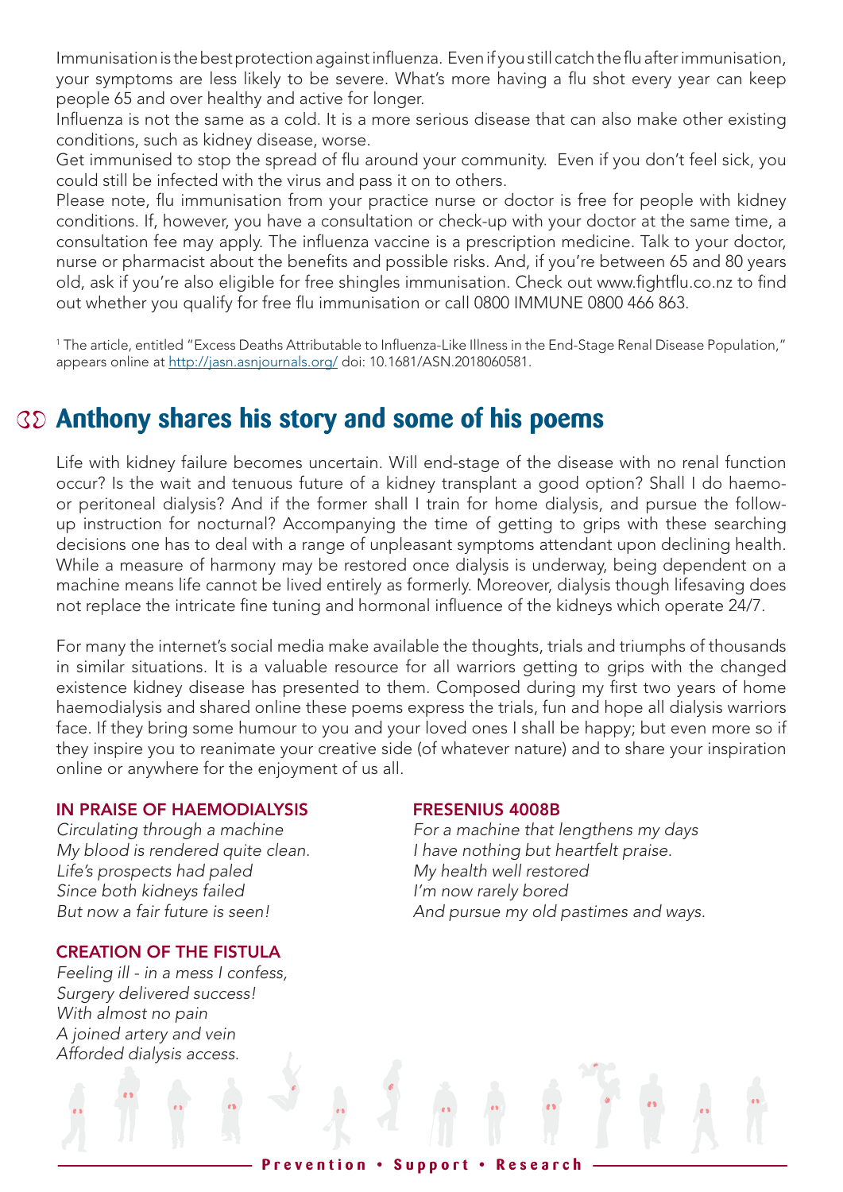Immunisation is the best protection against influenza. Even if you still catch the flu after immunisation, your symptoms are less likely to be severe. What's more having a flu shot every year can keep people 65 and over healthy and active for longer.

Influenza is not the same as a cold. It is a more serious disease that can also make other existing conditions, such as kidney disease, worse.

Get immunised to stop the spread of flu around your community. Even if you don't feel sick, you could still be infected with the virus and pass it on to others.

Please note, flu immunisation from your practice nurse or doctor is free for people with kidney conditions. If, however, you have a consultation or check-up with your doctor at the same time, a consultation fee may apply. The influenza vaccine is a prescription medicine. Talk to your doctor, nurse or pharmacist about the benefits and possible risks. And, if you're between 65 and 80 years old, ask if you're also eligible for free shingles immunisation. Check out www.fightflu.co.nz to find out whether you qualify for free flu immunisation or call 0800 IMMUNE 0800 466 863.

[1] The article, entitled "Excess Deaths Attributable to Influenza-Like Illness in the End-Stage Renal Disease Population," appears online at http://jasn.asnjournals.org/ doi: 10.1681/ASN.2018060581.

## Anthony shares his story and some of his poems

Life with kidney failure becomes uncertain. Will end-stage of the disease with no renal function occur? Is the wait and tenuous future of a kidney transplant a good option? Shall I do haemo- or peritoneal dialysis? And if the former shall I train for home dialysis, and pursue the follow-up instruction for nocturnal? Accompanying the time of getting to grips with these searching decisions one has to deal with a range of unpleasant symptoms attendant upon declining health. While a measure of harmony may be restored once dialysis is underway, being dependent on a machine means life cannot be lived entirely as formerly. Moreover, dialysis though lifesaving does not replace the intricate fine tuning and hormonal influence of the kidneys which operate 24/7.

For many the internet's social media make available the thoughts, trials and triumphs of thousands in similar situations. It is a valuable resource for all warriors getting to grips with the changed existence kidney disease has presented to them. Composed during my first two years of home haemodialysis and shared online these poems express the trials, fun and hope all dialysis warriors face. If they bring some humour to you and your loved ones I shall be happy; but even more so if they inspire you to reanimate your creative side (of whatever nature) and to share your inspiration online or anywhere for the enjoyment of us all.

### IN PRAISE OF HAEMODIALYSIS

*Circulating through a machine*
*My blood is rendered quite clean.*
*Life's prospects had paled*
*Since both kidneys failed*
*But now a fair future is seen!*

### CREATION OF THE FISTULA

*Feeling ill - in a mess I confess,*
*Surgery delivered success!*
*With almost no pain*
*A joined artery and vein*
*Afforded dialysis access.*

### FRESENIUS 4008B

*For a machine that lengthens my days*
*I have nothing but heartfelt praise.*
*My health well restored*
*I'm now rarely bored*
*And pursue my old pastimes and ways.*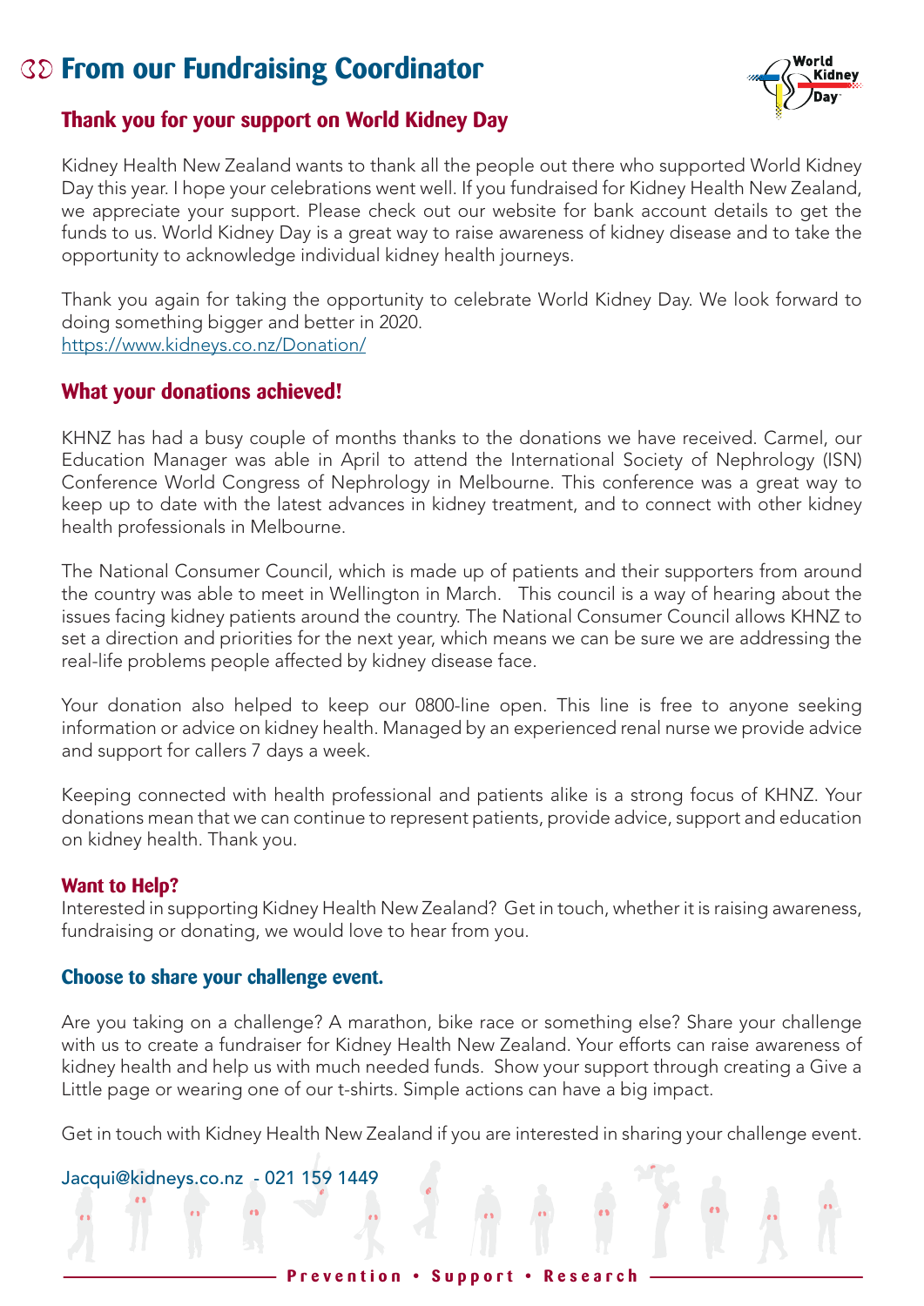# From our Fundraising Coordinator

## Thank you for your support on World Kidney Day

Kidney Health New Zealand wants to thank all the people out there who supported World Kidney Day this year. I hope your celebrations went well. If you fundraised for Kidney Health New Zealand, we appreciate your support. Please check out our website for bank account details to get the funds to us. World Kidney Day is a great way to raise awareness of kidney disease and to take the opportunity to acknowledge individual kidney health journeys.

Thank you again for taking the opportunity to celebrate World Kidney Day. We look forward to doing something bigger and better in 2020.
https://www.kidneys.co.nz/Donation/

## What your donations achieved!

KHNZ has had a busy couple of months thanks to the donations we have received. Carmel, our Education Manager was able in April to attend the International Society of Nephrology (ISN) Conference World Congress of Nephrology in Melbourne. This conference was a great way to keep up to date with the latest advances in kidney treatment, and to connect with other kidney health professionals in Melbourne.

The National Consumer Council, which is made up of patients and their supporters from around the country was able to meet in Wellington in March. This council is a way of hearing about the issues facing kidney patients around the country. The National Consumer Council allows KHNZ to set a direction and priorities for the next year, which means we can be sure we are addressing the real-life problems people affected by kidney disease face.

Your donation also helped to keep our 0800-line open. This line is free to anyone seeking information or advice on kidney health. Managed by an experienced renal nurse we provide advice and support for callers 7 days a week.

Keeping connected with health professional and patients alike is a strong focus of KHNZ. Your donations mean that we can continue to represent patients, provide advice, support and education on kidney health. Thank you.

### Want to Help?

Interested in supporting Kidney Health New Zealand? Get in touch, whether it is raising awareness, fundraising or donating, we would love to hear from you.

## Choose to share your challenge event.

Are you taking on a challenge? A marathon, bike race or something else? Share your challenge with us to create a fundraiser for Kidney Health New Zealand. Your efforts can raise awareness of kidney health and help us with much needed funds. Show your support through creating a Give a Little page or wearing one of our t-shirts. Simple actions can have a big impact.

Get in touch with Kidney Health New Zealand if you are interested in sharing your challenge event.

Jacqui@kidneys.co.nz - 021 159 1449

Prevention • Support • Research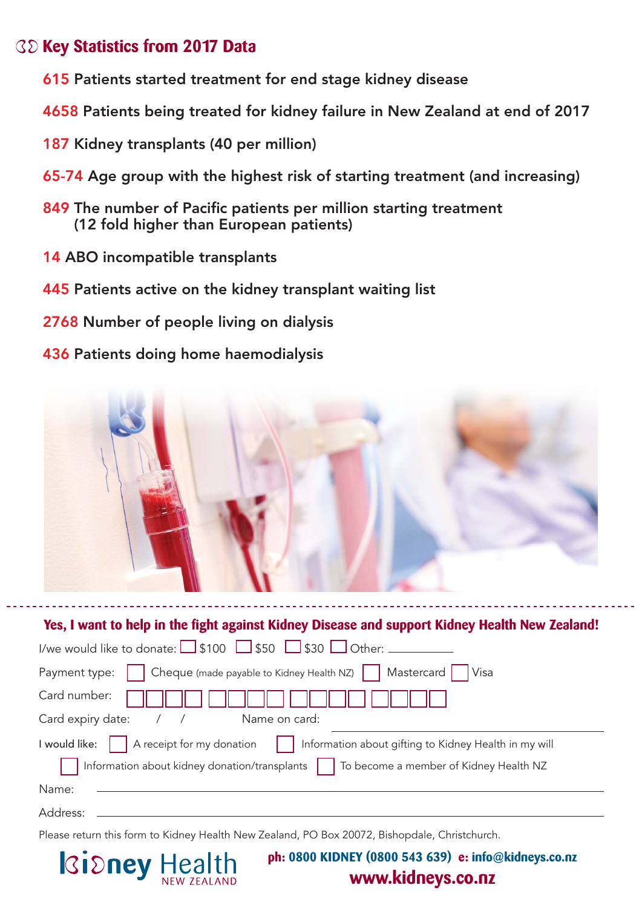## Key Statistics from 2017 Data

**615** Patients started treatment for end stage kidney disease

**4658** Patients being treated for kidney failure in New Zealand at end of 2017

**187** Kidney transplants (40 per million)

**65-74** Age group with the highest risk of starting treatment (and increasing)

**849** The number of Pacific patients per million starting treatment (12 fold higher than European patients)

**14** ABO incompatible transplants

**445** Patients active on the kidney transplant waiting list

**2768** Number of people living on dialysis

**436** Patients doing home haemodialysis

---

**Yes, I want to help in the fight against Kidney Disease and support Kidney Health New Zealand!**

I/we would like to donate: ☐ $100 ☐ $50 ☐ $30 ☐ Other: ____________

Payment type: ☐ Cheque (made payable to Kidney Health NZ) ☐ Mastercard ☐ Visa

Card number: ☐☐☐☐ ☐☐☐☐ ☐☐☐☐ ☐☐☐☐

Card expiry date: / / Name on card: ____________

I would like: ☐ A receipt for my donation ☐ Information about gifting to Kidney Health in my will

☐ Information about kidney donation/transplants ☐ To become a member of Kidney Health NZ

Name: ____________

Address: ____________

Please return this form to Kidney Health New Zealand, PO Box 20072, Bishopdale, Christchurch.

Kidney Health NEW ZEALAND

**ph: 0800 KIDNEY (0800 543 639) e: info@kidneys.co.nz**

**www.kidneys.co.nz**